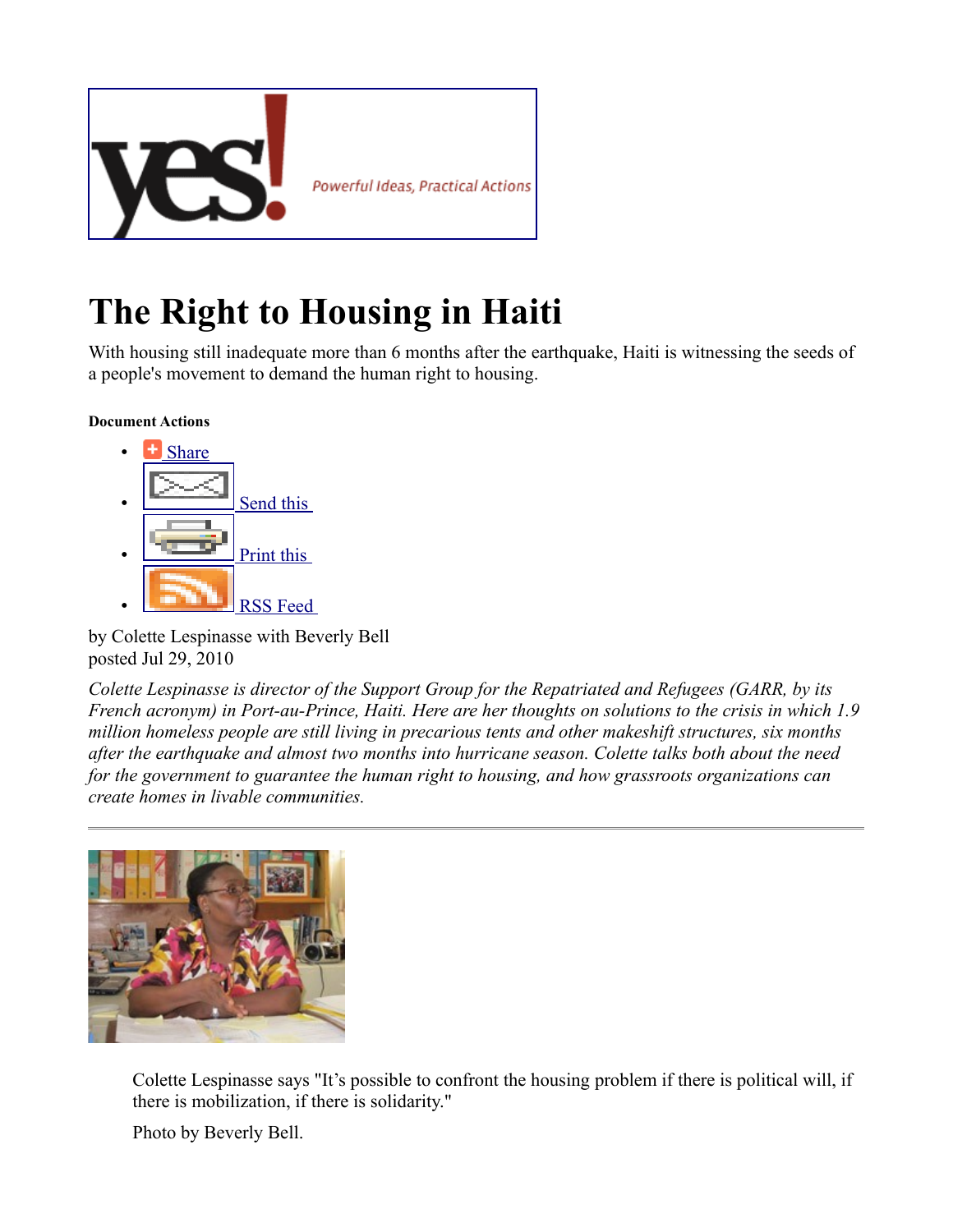# The Right to Housing in Haiti

With housing still inadequate more than 6 months after the earthquake, Haiti is witnessing the seeds of a people's movement to demand the human right to housing.

**Document Actions**

- Share
- Send this
- Print this
- RSS Feed

by Colette Lespinasse with Beverly Bell
posted Jul 29, 2010

*Colette Lespinasse is director of the Support Group for the Repatriated and Refugees (GARR, by its French acronym) in Port-au-Prince, Haiti. Here are her thoughts on solutions to the crisis in which 1.9 million homeless people are still living in precarious tents and other makeshift structures, six months after the earthquake and almost two months into hurricane season. Colette talks both about the need for the government to guarantee the human right to housing, and how grassroots organizations can create homes in livable communities.*

---

Colette Lespinasse says "It's possible to confront the housing problem if there is political will, if there is mobilization, if there is solidarity."

Photo by Beverly Bell.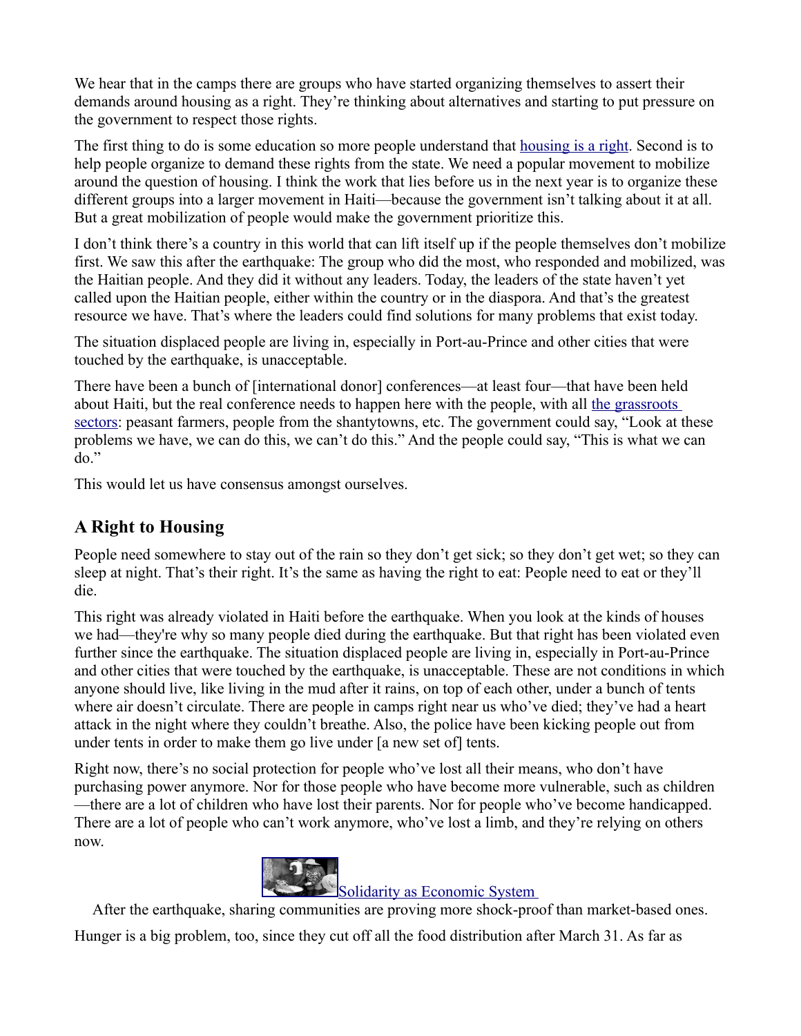We hear that in the camps there are groups who have started organizing themselves to assert their demands around housing as a right. They're thinking about alternatives and starting to put pressure on the government to respect those rights.

The first thing to do is some education so more people understand that housing is a right. Second is to help people organize to demand these rights from the state. We need a popular movement to mobilize around the question of housing. I think the work that lies before us in the next year is to organize these different groups into a larger movement in Haiti—because the government isn't talking about it at all. But a great mobilization of people would make the government prioritize this.

I don't think there's a country in this world that can lift itself up if the people themselves don't mobilize first. We saw this after the earthquake: The group who did the most, who responded and mobilized, was the Haitian people. And they did it without any leaders. Today, the leaders of the state haven't yet called upon the Haitian people, either within the country or in the diaspora. And that's the greatest resource we have. That's where the leaders could find solutions for many problems that exist today.

The situation displaced people are living in, especially in Port-au-Prince and other cities that were touched by the earthquake, is unacceptable.

There have been a bunch of [international donor] conferences—at least four—that have been held about Haiti, but the real conference needs to happen here with the people, with all the grassroots sectors: peasant farmers, people from the shantytowns, etc. The government could say, "Look at these problems we have, we can do this, we can't do this." And the people could say, "This is what we can do."

This would let us have consensus amongst ourselves.

## A Right to Housing

People need somewhere to stay out of the rain so they don't get sick; so they don't get wet; so they can sleep at night. That's their right. It's the same as having the right to eat: People need to eat or they'll die.

This right was already violated in Haiti before the earthquake. When you look at the kinds of houses we had—they're why so many people died during the earthquake. But that right has been violated even further since the earthquake. The situation displaced people are living in, especially in Port-au-Prince and other cities that were touched by the earthquake, is unacceptable. These are not conditions in which anyone should live, like living in the mud after it rains, on top of each other, under a bunch of tents where air doesn't circulate. There are people in camps right near us who've died; they've had a heart attack in the night where they couldn't breathe. Also, the police have been kicking people out from under tents in order to make them go live under [a new set of] tents.

Right now, there's no social protection for people who've lost all their means, who don't have purchasing power anymore. Nor for those people who have become more vulnerable, such as children—there are a lot of children who have lost their parents. Nor for people who've become handicapped. There are a lot of people who can't work anymore, who've lost a limb, and they're relying on others now.

Solidarity as Economic System

After the earthquake, sharing communities are proving more shock-proof than market-based ones.

Hunger is a big problem, too, since they cut off all the food distribution after March 31. As far as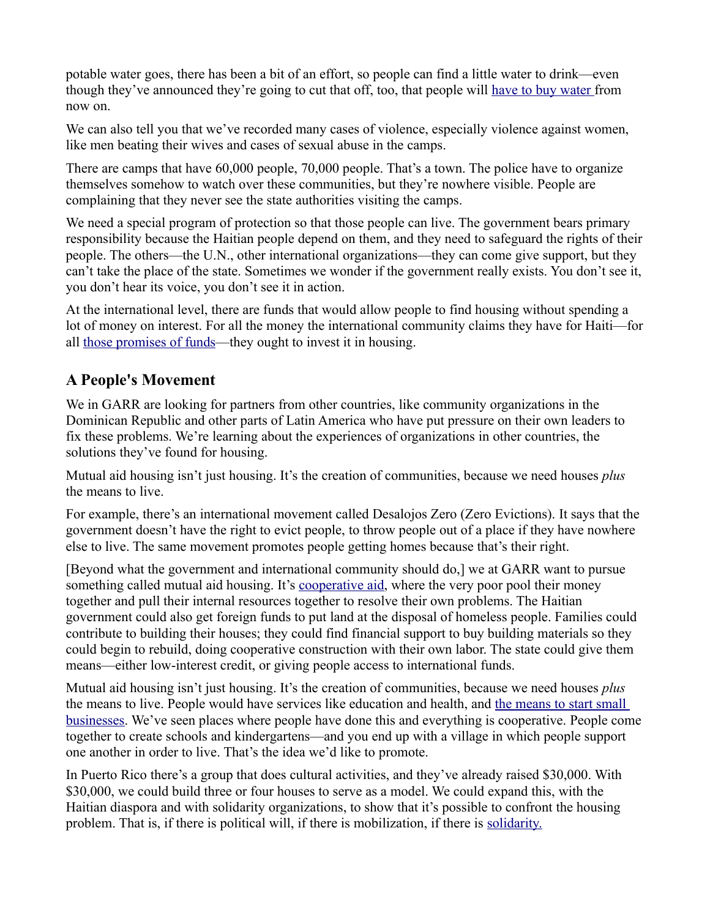potable water goes, there has been a bit of an effort, so people can find a little water to drink—even though they've announced they're going to cut that off, too, that people will have to buy water from now on.

We can also tell you that we've recorded many cases of violence, especially violence against women, like men beating their wives and cases of sexual abuse in the camps.

There are camps that have 60,000 people, 70,000 people. That's a town. The police have to organize themselves somehow to watch over these communities, but they're nowhere visible. People are complaining that they never see the state authorities visiting the camps.

We need a special program of protection so that those people can live. The government bears primary responsibility because the Haitian people depend on them, and they need to safeguard the rights of their people. The others—the U.N., other international organizations—they can come give support, but they can't take the place of the state. Sometimes we wonder if the government really exists. You don't see it, you don't hear its voice, you don't see it in action.

At the international level, there are funds that would allow people to find housing without spending a lot of money on interest. For all the money the international community claims they have for Haiti—for all those promises of funds—they ought to invest it in housing.

## A People's Movement

We in GARR are looking for partners from other countries, like community organizations in the Dominican Republic and other parts of Latin America who have put pressure on their own leaders to fix these problems. We're learning about the experiences of organizations in other countries, the solutions they've found for housing.

Mutual aid housing isn't just housing. It's the creation of communities, because we need houses *plus* the means to live.

For example, there's an international movement called Desalojos Zero (Zero Evictions). It says that the government doesn't have the right to evict people, to throw people out of a place if they have nowhere else to live. The same movement promotes people getting homes because that's their right.

[Beyond what the government and international community should do,] we at GARR want to pursue something called mutual aid housing. It's cooperative aid, where the very poor pool their money together and pull their internal resources together to resolve their own problems. The Haitian government could also get foreign funds to put land at the disposal of homeless people. Families could contribute to building their houses; they could find financial support to buy building materials so they could begin to rebuild, doing cooperative construction with their own labor. The state could give them means—either low-interest credit, or giving people access to international funds.

Mutual aid housing isn't just housing. It's the creation of communities, because we need houses *plus* the means to live. People would have services like education and health, and the means to start small businesses. We've seen places where people have done this and everything is cooperative. People come together to create schools and kindergartens—and you end up with a village in which people support one another in order to live. That's the idea we'd like to promote.

In Puerto Rico there's a group that does cultural activities, and they've already raised $30,000. With $30,000, we could build three or four houses to serve as a model. We could expand this, with the Haitian diaspora and with solidarity organizations, to show that it's possible to confront the housing problem. That is, if there is political will, if there is mobilization, if there is solidarity.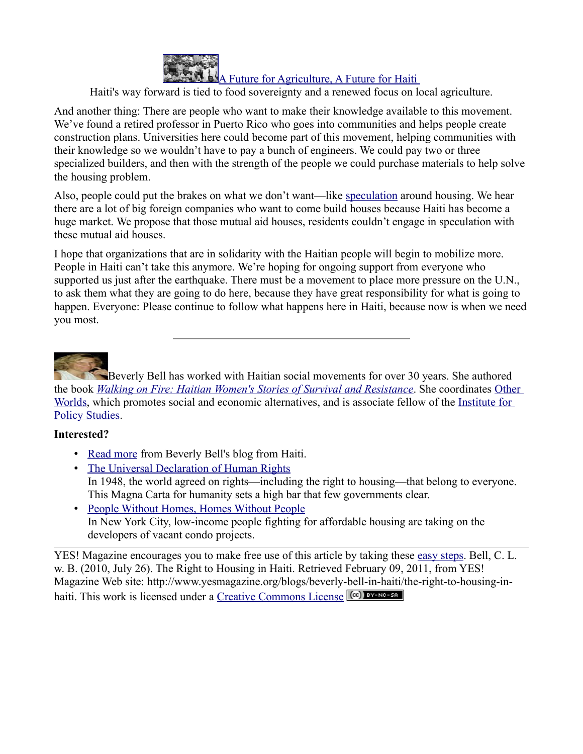A Future for Agriculture, A Future for Haiti

Haiti's way forward is tied to food sovereignty and a renewed focus on local agriculture.

And another thing: There are people who want to make their knowledge available to this movement. We've found a retired professor in Puerto Rico who goes into communities and helps people create construction plans. Universities here could become part of this movement, helping communities with their knowledge so we wouldn't have to pay a bunch of engineers. We could pay two or three specialized builders, and then with the strength of the people we could purchase materials to help solve the housing problem.

Also, people could put the brakes on what we don't want—like speculation around housing. We hear there are a lot of big foreign companies who want to come build houses because Haiti has become a huge market. We propose that those mutual aid houses, residents couldn't engage in speculation with these mutual aid houses.

I hope that organizations that are in solidarity with the Haitian people will begin to mobilize more. People in Haiti can't take this anymore. We're hoping for ongoing support from everyone who supported us just after the earthquake. There must be a movement to place more pressure on the U.N., to ask them what they are going to do here, because they have great responsibility for what is going to happen. Everyone: Please continue to follow what happens here in Haiti, because now is when we need you most.

---

Beverly Bell has worked with Haitian social movements for over 30 years. She authored the book *Walking on Fire: Haitian Women's Stories of Survival and Resistance*. She coordinates Other Worlds, which promotes social and economic alternatives, and is associate fellow of the Institute for Policy Studies.

**Interested?**

- Read more from Beverly Bell's blog from Haiti.
- The Universal Declaration of Human Rights
  In 1948, the world agreed on rights—including the right to housing—that belong to everyone. This Magna Carta for humanity sets a high bar that few governments clear.
- People Without Homes, Homes Without People
  In New York City, low-income people fighting for affordable housing are taking on the developers of vacant condo projects.

---

YES! Magazine encourages you to make free use of this article by taking these easy steps. Bell, C. L. w. B. (2010, July 26). The Right to Housing in Haiti. Retrieved February 09, 2011, from YES! Magazine Web site: http://www.yesmagazine.org/blogs/beverly-bell-in-haiti/the-right-to-housing-in-haiti. This work is licensed under a Creative Commons License